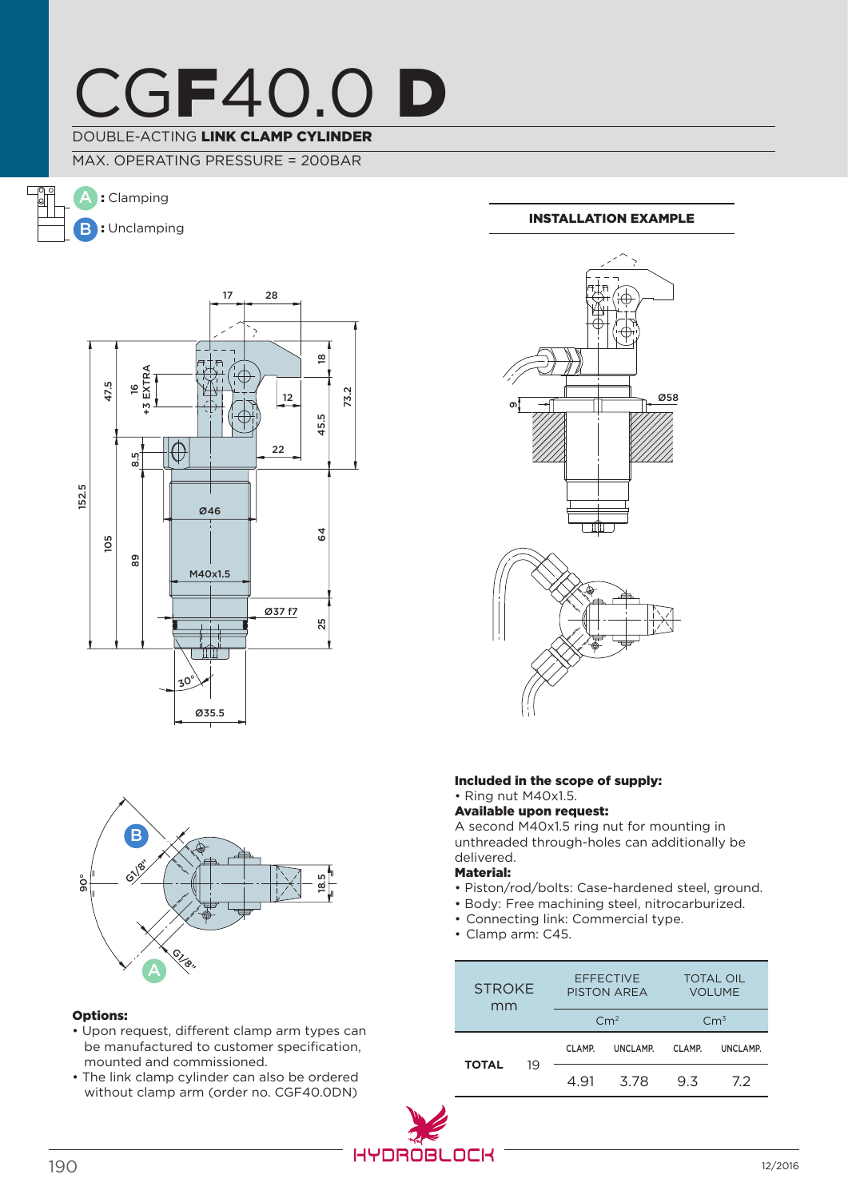# CGF40.0 D

DOUBLE-ACTING **LINK CLAMP CYLINDER**

MAX. OPERATING PRESSURE = 200BAR

A **:** Clamping

B **:** Unclamping

**INSTALLATION EXAMPLE**

**Options:**

- Upon request, different clamp arm types can be manufactured to customer specification, mounted and commissioned.
- The link clamp cylinder can also be ordered without clamp arm (order no. CGF40.0DN)

**Included in the scope of supply:**

- Ring nut M40x1.5.

**Available upon request:**

A second M40x1.5 ring nut for mounting in unthreaded through-holes can additionally be delivered.

**Material:**

- Piston/rod/bolts: Case-hardened steel, ground.
- Body: Free machining steel, nitrocarburized.
- Connecting link: Commercial type.
- Clamp arm: C45.

| STROKE mm | | EFFECTIVE PISTON AREA | | TOTAL OIL VOLUME | |
|---|---|---|---|---|---|
| | | $Cm^2$ | | $Cm^3$ | |
| | | CLAMP. | UNCLAMP. | CLAMP. | UNCLAMP. |
| **TOTAL** | 19 | 4.91 | 3.78 | 9.3 | 7.2 |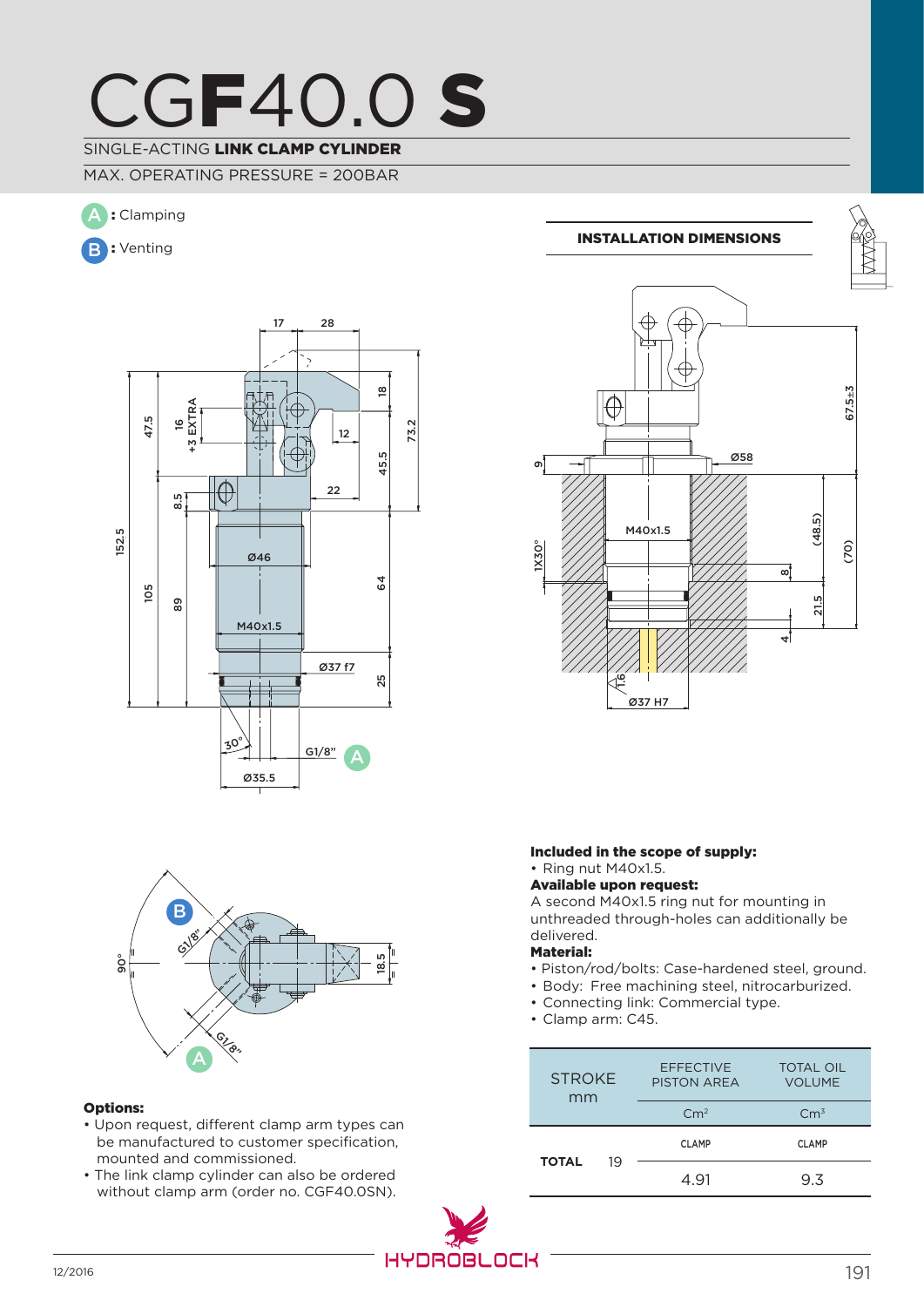# CGF40.0 S

SINGLE-ACTING **LINK CLAMP CYLINDER**

MAX. OPERATING PRESSURE = 200BAR

A : Clamping

B : Venting

**INSTALLATION DIMENSIONS**

17 28 18 47.5 16 +3 EXTRA 12 73.2 45.5 22 8.5 152.5 Ø46 64 105 89 M40x1.5 Ø37 f7 25 30° G1/8" A Ø35.5

9 Ø58 67.5±3 M40x1.5 1X30° (48.5) (70) 8 21.5 4 1.6 Ø37 H7

B G1/8" 90° 18.5 G1/8" A

**Options:**

- Upon request, different clamp arm types can be manufactured to customer specification, mounted and commissioned.
- The link clamp cylinder can also be ordered without clamp arm (order no. CGF40.0SN).

**Included in the scope of supply:**

- Ring nut M40x1.5.

**Available upon request:**

A second M40x1.5 ring nut for mounting in unthreaded through-holes can additionally be delivered.

**Material:**

- Piston/rod/bolts: Case-hardened steel, ground.
- Body: Free machining steel, nitrocarburized.
- Connecting link: Commercial type.
- Clamp arm: C45.

| STROKE mm | | EFFECTIVE PISTON AREA | TOTAL OIL VOLUME |
|---|---|---|---|
| | | Cm² | Cm³ |
| | | CLAMP | CLAMP |
| **TOTAL** | 19 | 4.91 | 9.3 |